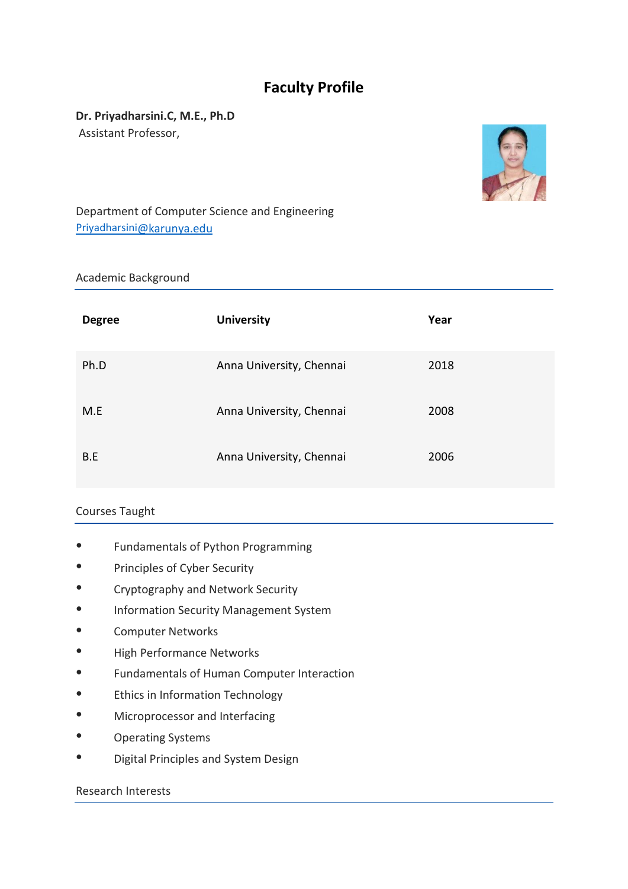# Faculty Profile

**Dr. Priyadharsini.C, M.E., Ph.D**
Assistant Professor,

Department of Computer Science and Engineering
Priyadharsini@karunya.edu

## Academic Background

| Degree | University | Year |
|---|---|---|
| Ph.D | Anna University, Chennai | 2018 |
| M.E | Anna University, Chennai | 2008 |
| B.E | Anna University, Chennai | 2006 |

## Courses Taught

- Fundamentals of Python Programming
- Principles of Cyber Security
- Cryptography and Network Security
- Information Security Management System
- Computer Networks
- High Performance Networks
- Fundamentals of Human Computer Interaction
- Ethics in Information Technology
- Microprocessor and Interfacing
- Operating Systems
- Digital Principles and System Design

## Research Interests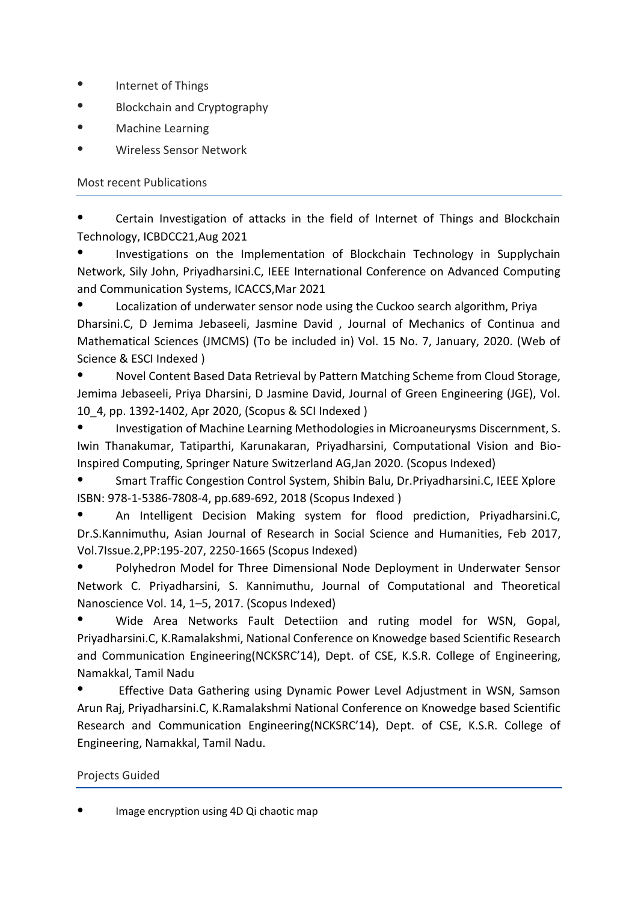- Internet of Things
- Blockchain and Cryptography
- Machine Learning
- Wireless Sensor Network

## Most recent Publications

- Certain Investigation of attacks in the field of Internet of Things and Blockchain Technology, ICBDCC21,Aug 2021
- Investigations on the Implementation of Blockchain Technology in Supplychain Network, Sily John, Priyadharsini.C, IEEE International Conference on Advanced Computing and Communication Systems, ICACCS,Mar 2021
- Localization of underwater sensor node using the Cuckoo search algorithm, Priya Dharsini.C, D Jemima Jebaseeli, Jasmine David , Journal of Mechanics of Continua and Mathematical Sciences (JMCMS) (To be included in) Vol. 15 No. 7, January, 2020. (Web of Science & ESCI Indexed )
- Novel Content Based Data Retrieval by Pattern Matching Scheme from Cloud Storage, Jemima Jebaseeli, Priya Dharsini, D Jasmine David, Journal of Green Engineering (JGE), Vol. 10_4, pp. 1392-1402, Apr 2020, (Scopus & SCI Indexed )
- Investigation of Machine Learning Methodologies in Microaneurysms Discernment, S. Iwin Thanakumar, Tatiparthi, Karunakaran, Priyadharsini, Computational Vision and Bio-Inspired Computing, Springer Nature Switzerland AG,Jan 2020. (Scopus Indexed)
- Smart Traffic Congestion Control System, Shibin Balu, Dr.Priyadharsini.C, IEEE Xplore ISBN: 978-1-5386-7808-4, pp.689-692, 2018 (Scopus Indexed )
- An Intelligent Decision Making system for flood prediction, Priyadharsini.C, Dr.S.Kannimuthu, Asian Journal of Research in Social Science and Humanities, Feb 2017, Vol.7Issue.2,PP:195-207, 2250-1665 (Scopus Indexed)
- Polyhedron Model for Three Dimensional Node Deployment in Underwater Sensor Network C. Priyadharsini, S. Kannimuthu, Journal of Computational and Theoretical Nanoscience Vol. 14, 1–5, 2017. (Scopus Indexed)
- Wide Area Networks Fault Detectiion and ruting model for WSN, Gopal, Priyadharsini.C, K.Ramalakshmi, National Conference on Knowedge based Scientific Research and Communication Engineering(NCKSRC'14), Dept. of CSE, K.S.R. College of Engineering, Namakkal, Tamil Nadu
- Effective Data Gathering using Dynamic Power Level Adjustment in WSN, Samson Arun Raj, Priyadharsini.C, K.Ramalakshmi National Conference on Knowedge based Scientific Research and Communication Engineering(NCKSRC'14), Dept. of CSE, K.S.R. College of Engineering, Namakkal, Tamil Nadu.

## Projects Guided

- Image encryption using 4D Qi chaotic map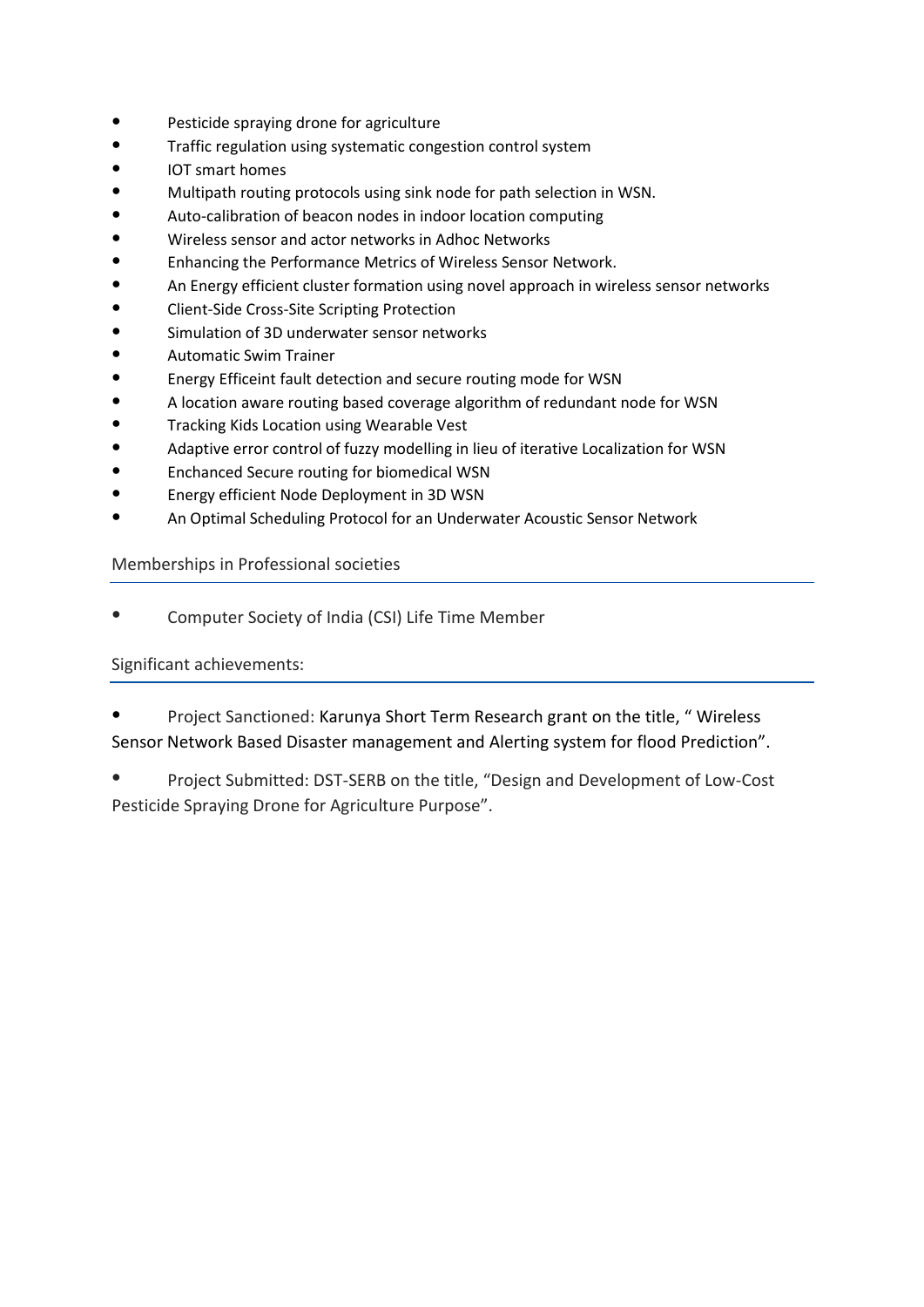- Pesticide spraying drone for agriculture
- Traffic regulation using systematic congestion control system
- IOT smart homes
- Multipath routing protocols using sink node for path selection in WSN.
- Auto-calibration of beacon nodes in indoor location computing
- Wireless sensor and actor networks in Adhoc Networks
- Enhancing the Performance Metrics of Wireless Sensor Network.
- An Energy efficient cluster formation using novel approach in wireless sensor networks
- Client-Side Cross-Site Scripting Protection
- Simulation of 3D underwater sensor networks
- Automatic Swim Trainer
- Energy Efficeint fault detection and secure routing mode for WSN
- A location aware routing based coverage algorithm of redundant node for WSN
- Tracking Kids Location using Wearable Vest
- Adaptive error control of fuzzy modelling in lieu of iterative Localization for WSN
- Enchanced Secure routing for biomedical WSN
- Energy efficient Node Deployment in 3D WSN
- An Optimal Scheduling Protocol for an Underwater Acoustic Sensor Network

## Memberships in Professional societies

- Computer Society of India (CSI) Life Time Member

## Significant achievements:

- Project Sanctioned: Karunya Short Term Research grant on the title, " Wireless Sensor Network Based Disaster management and Alerting system for flood Prediction".
- Project Submitted: DST-SERB on the title, "Design and Development of Low-Cost Pesticide Spraying Drone for Agriculture Purpose".